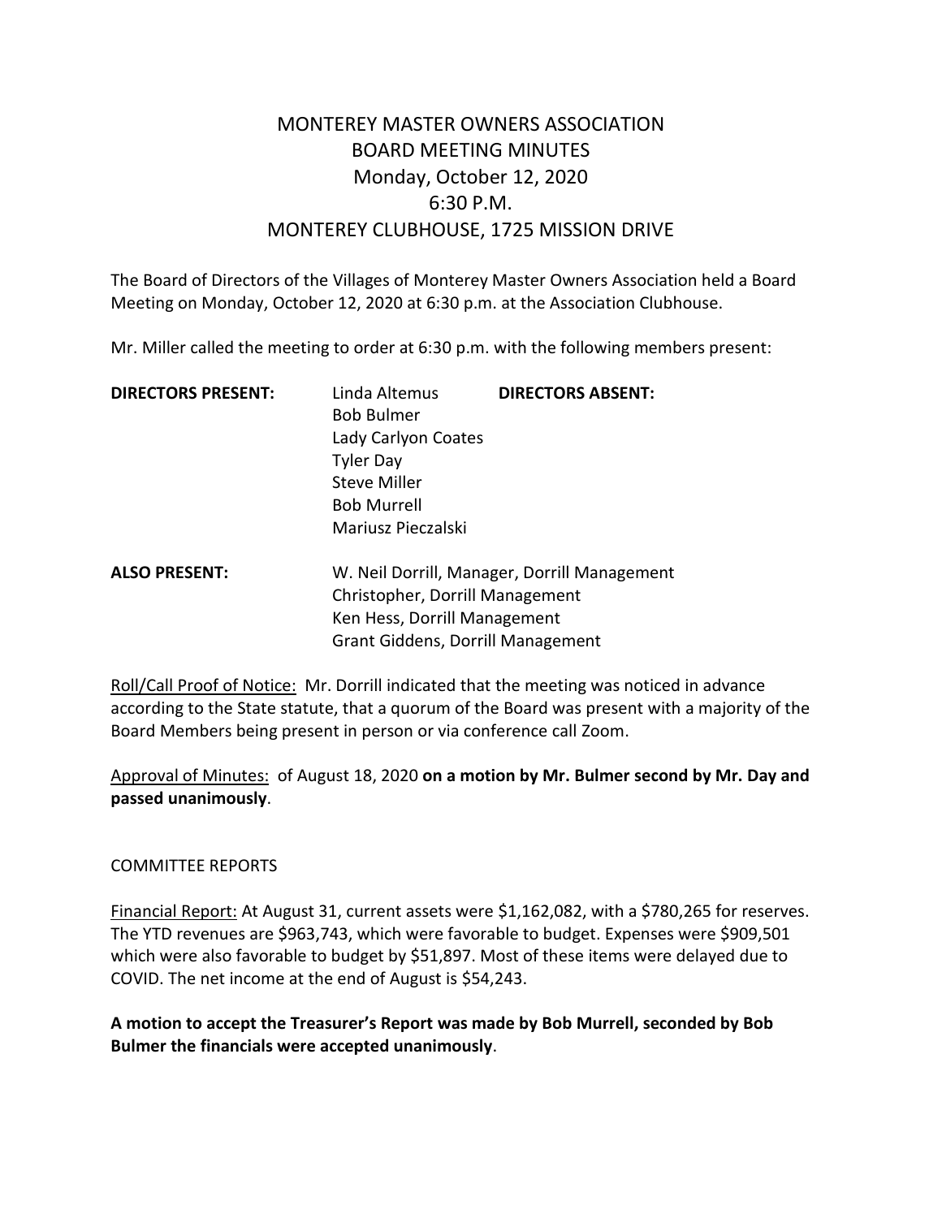# MONTEREY MASTER OWNERS ASSOCIATION
## BOARD MEETING MINUTES
## Monday, October 12, 2020
## 6:30 P.M.
## MONTEREY CLUBHOUSE, 1725 MISSION DRIVE

The Board of Directors of the Villages of Monterey Master Owners Association held a Board Meeting on Monday, October 12, 2020 at 6:30 p.m. at the Association Clubhouse.

Mr. Miller called the meeting to order at 6:30 p.m. with the following members present:

| **DIRECTORS PRESENT:** | | **DIRECTORS ABSENT:** |
|---|---|---|
| | Linda Altemus | |
| | Bob Bulmer | |
| | Lady Carlyon Coates | |
| | Tyler Day | |
| | Steve Miller | |
| | Bob Murrell | |
| | Mariusz Pieczalski | |

**ALSO PRESENT:**
W. Neil Dorrill, Manager, Dorrill Management
Christopher, Dorrill Management
Ken Hess, Dorrill Management
Grant Giddens, Dorrill Management

Roll/Call Proof of Notice: Mr. Dorrill indicated that the meeting was noticed in advance according to the State statute, that a quorum of the Board was present with a majority of the Board Members being present in person or via conference call Zoom.

Approval of Minutes: of August 18, 2020 **on a motion by Mr. Bulmer second by Mr. Day and passed unanimously**.

COMMITTEE REPORTS

Financial Report: At August 31, current assets were $1,162,082, with a $780,265 for reserves. The YTD revenues are $963,743, which were favorable to budget. Expenses were $909,501 which were also favorable to budget by $51,897. Most of these items were delayed due to COVID. The net income at the end of August is $54,243.

**A motion to accept the Treasurer's Report was made by Bob Murrell, seconded by Bob Bulmer the financials were accepted unanimously**.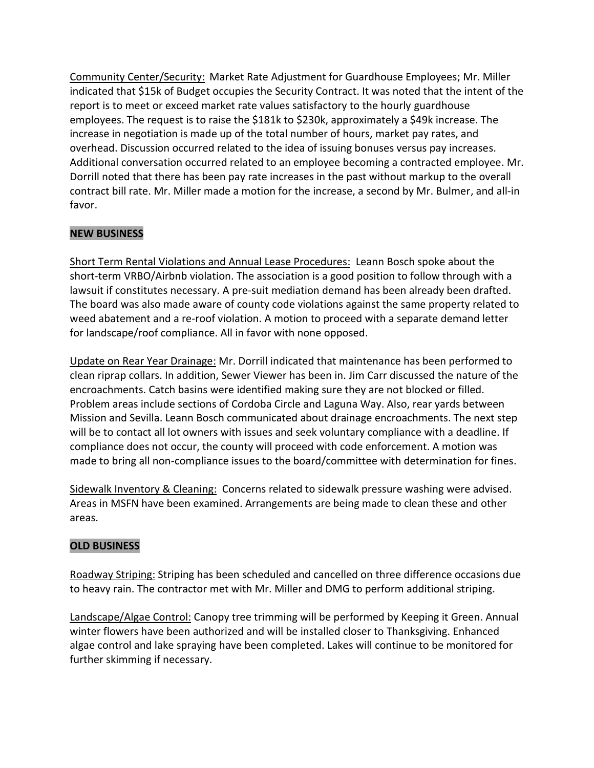Community Center/Security: Market Rate Adjustment for Guardhouse Employees; Mr. Miller indicated that $15k of Budget occupies the Security Contract. It was noted that the intent of the report is to meet or exceed market rate values satisfactory to the hourly guardhouse employees. The request is to raise the $181k to $230k, approximately a $49k increase. The increase in negotiation is made up of the total number of hours, market pay rates, and overhead. Discussion occurred related to the idea of issuing bonuses versus pay increases. Additional conversation occurred related to an employee becoming a contracted employee. Mr. Dorrill noted that there has been pay rate increases in the past without markup to the overall contract bill rate. Mr. Miller made a motion for the increase, a second by Mr. Bulmer, and all-in favor.

**NEW BUSINESS**

Short Term Rental Violations and Annual Lease Procedures: Leann Bosch spoke about the short-term VRBO/Airbnb violation. The association is a good position to follow through with a lawsuit if constitutes necessary. A pre-suit mediation demand has been already been drafted. The board was also made aware of county code violations against the same property related to weed abatement and a re-roof violation. A motion to proceed with a separate demand letter for landscape/roof compliance. All in favor with none opposed.

Update on Rear Year Drainage: Mr. Dorrill indicated that maintenance has been performed to clean riprap collars. In addition, Sewer Viewer has been in. Jim Carr discussed the nature of the encroachments. Catch basins were identified making sure they are not blocked or filled. Problem areas include sections of Cordoba Circle and Laguna Way. Also, rear yards between Mission and Sevilla. Leann Bosch communicated about drainage encroachments. The next step will be to contact all lot owners with issues and seek voluntary compliance with a deadline. If compliance does not occur, the county will proceed with code enforcement. A motion was made to bring all non-compliance issues to the board/committee with determination for fines.

Sidewalk Inventory & Cleaning: Concerns related to sidewalk pressure washing were advised. Areas in MSFN have been examined. Arrangements are being made to clean these and other areas.

**OLD BUSINESS**

Roadway Striping: Striping has been scheduled and cancelled on three difference occasions due to heavy rain. The contractor met with Mr. Miller and DMG to perform additional striping.

Landscape/Algae Control: Canopy tree trimming will be performed by Keeping it Green. Annual winter flowers have been authorized and will be installed closer to Thanksgiving. Enhanced algae control and lake spraying have been completed. Lakes will continue to be monitored for further skimming if necessary.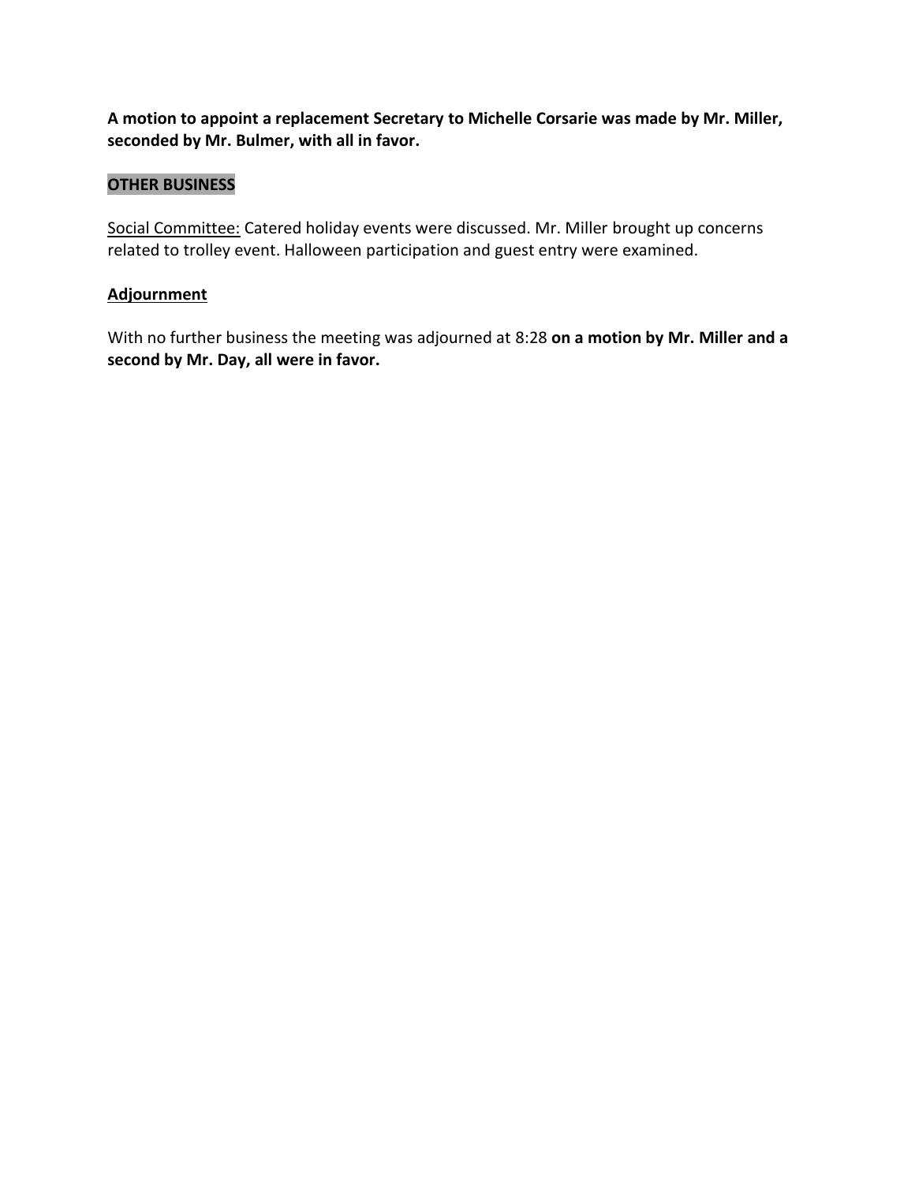**A motion to appoint a replacement Secretary to Michelle Corsarie was made by Mr. Miller, seconded by Mr. Bulmer, with all in favor.**

## OTHER BUSINESS

Social Committee: Catered holiday events were discussed. Mr. Miller brought up concerns related to trolley event. Halloween participation and guest entry were examined.

## Adjournment

With no further business the meeting was adjourned at 8:28 **on a motion by Mr. Miller and a second by Mr. Day, all were in favor.**